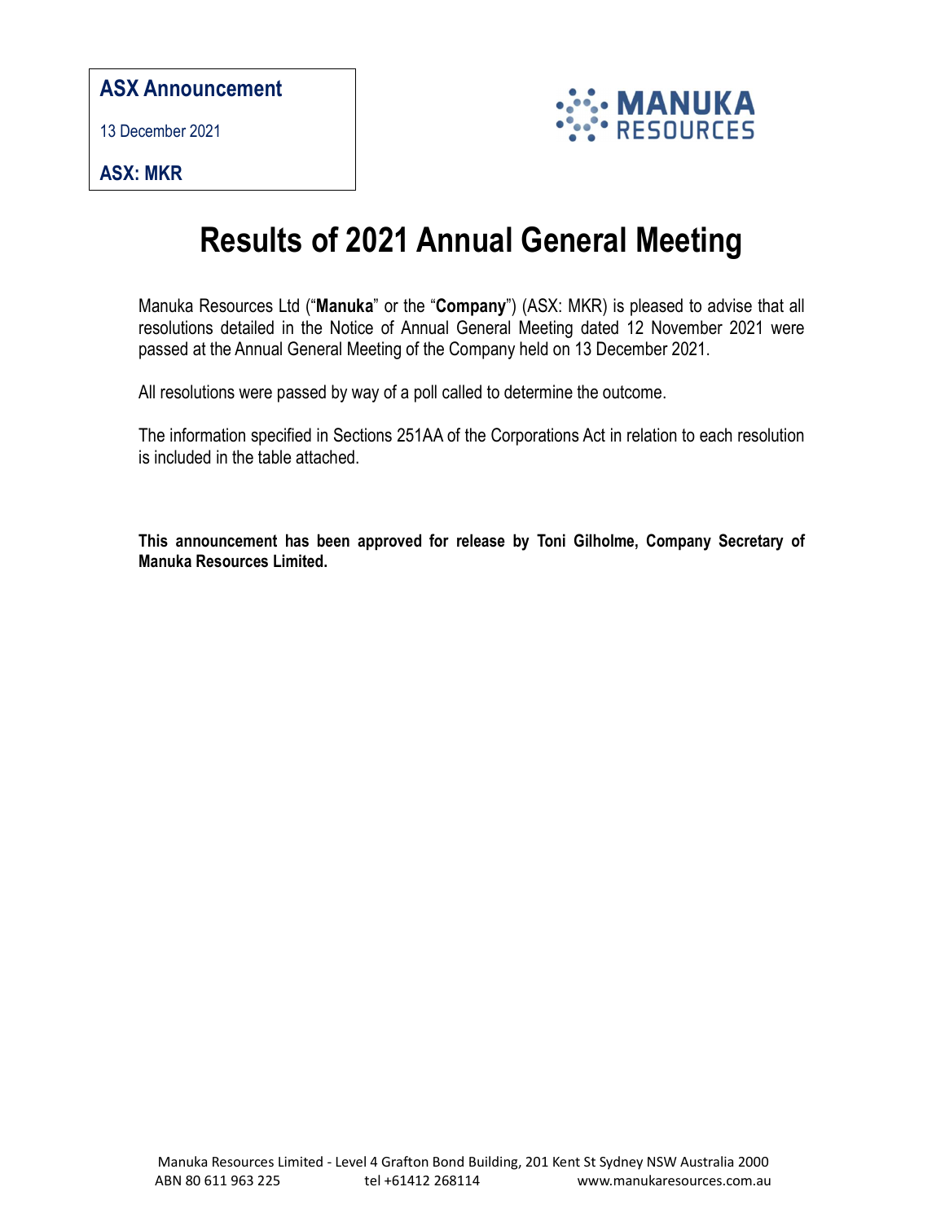**ASX Announcement**

13 December 2021

**ASX: MKR**

MANUKA RESOURCES

# Results of 2021 Annual General Meeting

Manuka Resources Ltd ("**Manuka**" or the "**Company**") (ASX: MKR) is pleased to advise that all resolutions detailed in the Notice of Annual General Meeting dated 12 November 2021 were passed at the Annual General Meeting of the Company held on 13 December 2021.

All resolutions were passed by way of a poll called to determine the outcome.

The information specified in Sections 251AA of the Corporations Act in relation to each resolution is included in the table attached.

**This announcement has been approved for release by Toni Gilholme, Company Secretary of Manuka Resources Limited.**

Manuka Resources Limited - Level 4 Grafton Bond Building, 201 Kent St Sydney NSW Australia 2000
ABN 80 611 963 225 tel +61412 268114 www.manukaresources.com.au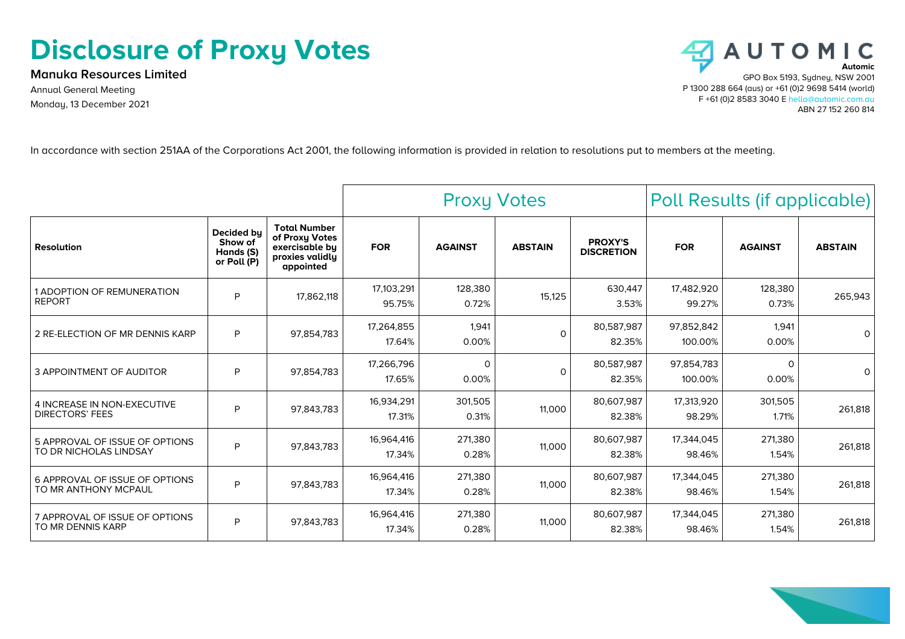# Disclosure of Proxy Votes

**Manuka Resources Limited**

Annual General Meeting

Monday, 13 December 2021

**AUTOMIC**

**Automic**
GPO Box 5193, Sydney, NSW 2001
P 1300 288 664 (aus) or +61 (0)2 9698 5414 (world)
F +61 (0)2 8583 3040 E hello@automic.com.au
ABN 27 152 260 814

In accordance with section 251AA of the Corporations Act 2001, the following information is provided in relation to resolutions put to members at the meeting.

| | | | Proxy Votes | | | | Poll Results (if applicable) | | |
|---|---|---|---|---|---|---|---|---|---|
| **Resolution** | **Decided by Show of Hands (S) or Poll (P)** | **Total Number of Proxy Votes exercisable by proxies validly appointed** | **FOR** | **AGAINST** | **ABSTAIN** | **PROXY'S DISCRETION** | **FOR** | **AGAINST** | **ABSTAIN** |
| 1 ADOPTION OF REMUNERATION REPORT | P | 17,862,118 | 17,103,291<br>95.75% | 128,380<br>0.72% | 15,125 | 630,447<br>3.53% | 17,482,920<br>99.27% | 128,380<br>0.73% | 265,943 |
| 2 RE-ELECTION OF MR DENNIS KARP | P | 97,854,783 | 17,264,855<br>17.64% | 1,941<br>0.00% | 0 | 80,587,987<br>82.35% | 97,852,842<br>100.00% | 1,941<br>0.00% | 0 |
| 3 APPOINTMENT OF AUDITOR | P | 97,854,783 | 17,266,796<br>17.65% | 0<br>0.00% | 0 | 80,587,987<br>82.35% | 97,854,783<br>100.00% | 0<br>0.00% | 0 |
| 4 INCREASE IN NON-EXECUTIVE DIRECTORS' FEES | P | 97,843,783 | 16,934,291<br>17.31% | 301,505<br>0.31% | 11,000 | 80,607,987<br>82.38% | 17,313,920<br>98.29% | 301,505<br>1.71% | 261,818 |
| 5 APPROVAL OF ISSUE OF OPTIONS TO DR NICHOLAS LINDSAY | P | 97,843,783 | 16,964,416<br>17.34% | 271,380<br>0.28% | 11,000 | 80,607,987<br>82.38% | 17,344,045<br>98.46% | 271,380<br>1.54% | 261,818 |
| 6 APPROVAL OF ISSUE OF OPTIONS TO MR ANTHONY MCPAUL | P | 97,843,783 | 16,964,416<br>17.34% | 271,380<br>0.28% | 11,000 | 80,607,987<br>82.38% | 17,344,045<br>98.46% | 271,380<br>1.54% | 261,818 |
| 7 APPROVAL OF ISSUE OF OPTIONS TO MR DENNIS KARP | P | 97,843,783 | 16,964,416<br>17.34% | 271,380<br>0.28% | 11,000 | 80,607,987<br>82.38% | 17,344,045<br>98.46% | 271,380<br>1.54% | 261,818 |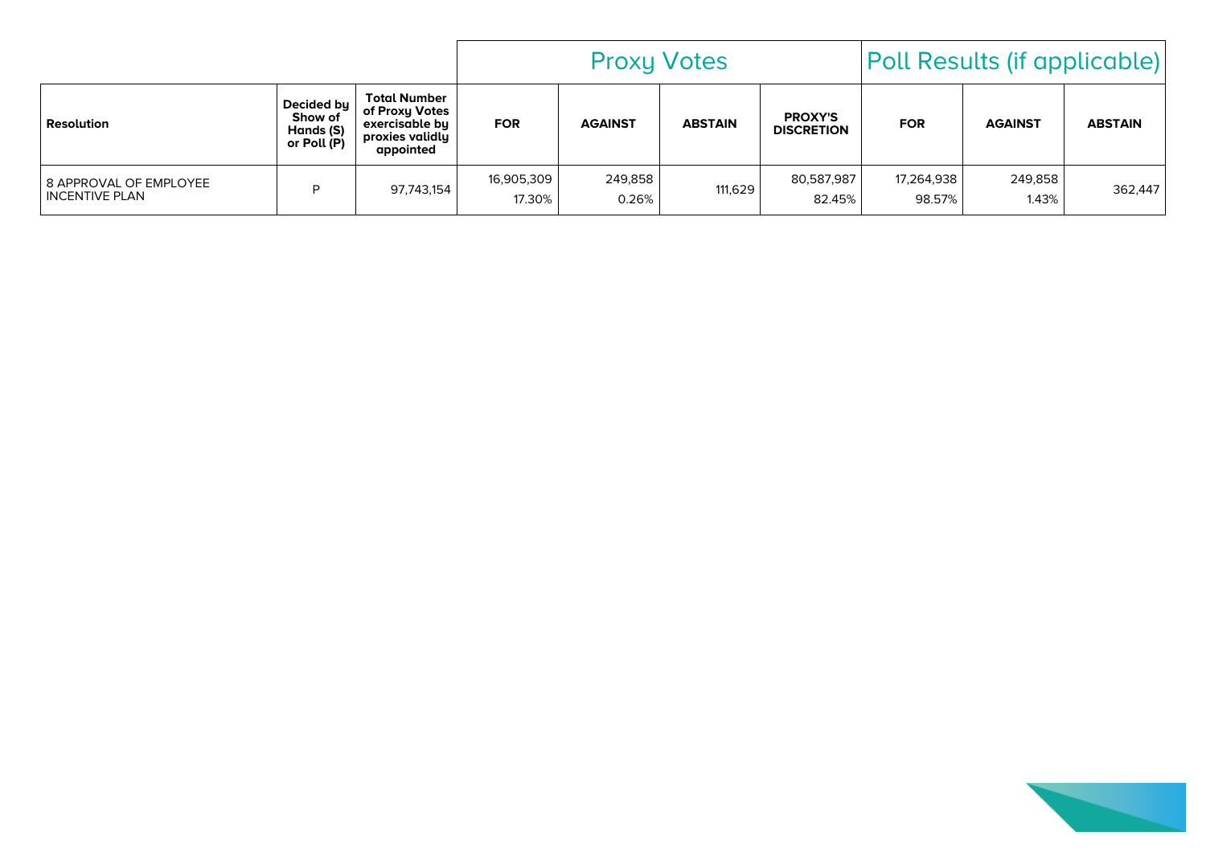| | | | Proxy Votes | | | | Poll Results (if applicable) | | |
|---|---|---|---|---|---|---|---|---|---|
| **Resolution** | **Decided by Show of Hands (S) or Poll (P)** | **Total Number of Proxy Votes exercisable by proxies validly appointed** | **FOR** | **AGAINST** | **ABSTAIN** | **PROXY'S DISCRETION** | **FOR** | **AGAINST** | **ABSTAIN** |
| 8 APPROVAL OF EMPLOYEE INCENTIVE PLAN | P | 97,743,154 | 16,905,309 17.30% | 249,858 0.26% | 111,629 | 80,587,987 82.45% | 17,264,938 98.57% | 249,858 1.43% | 362,447 |